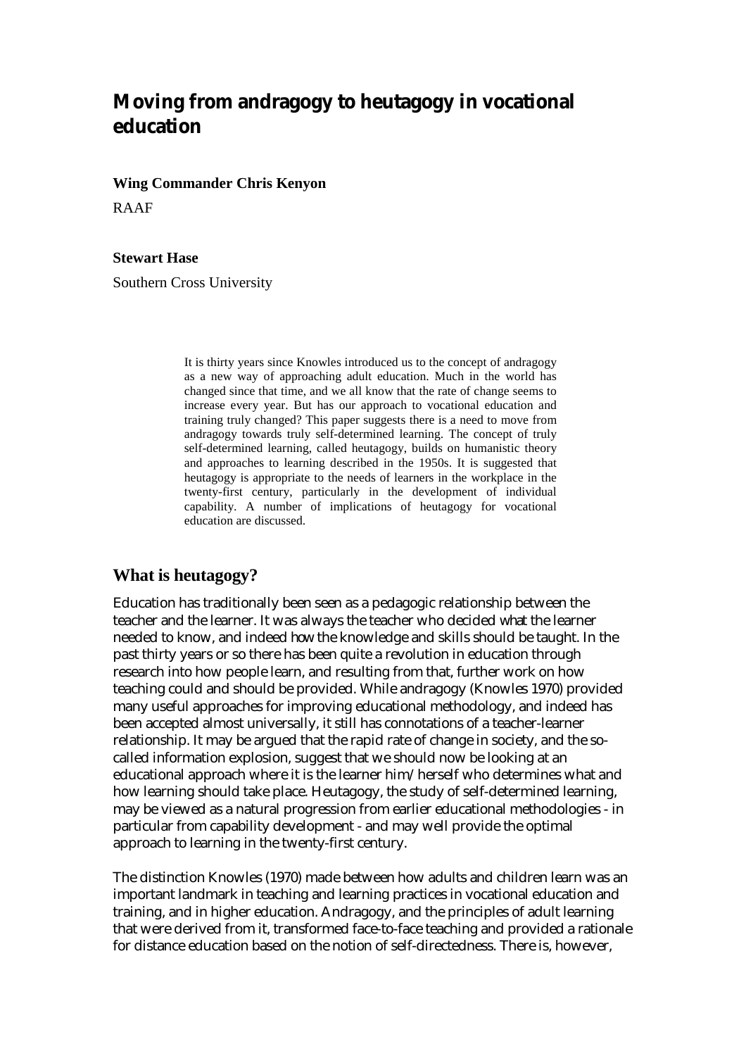# Moving from andragogy to heutagogy in vocational education

**Wing Commander Chris Kenyon**

RAAF

**Stewart Hase**

Southern Cross University

> It is thirty years since Knowles introduced us to the concept of andragogy as a new way of approaching adult education. Much in the world has changed since that time, and we all know that the rate of change seems to increase every year. But has our approach to vocational education and training truly changed? This paper suggests there is a need to move from andragogy towards truly self-determined learning. The concept of truly self-determined learning, called heutagogy, builds on humanistic theory and approaches to learning described in the 1950s. It is suggested that heutagogy is appropriate to the needs of learners in the workplace in the twenty-first century, particularly in the development of individual capability. A number of implications of heutagogy for vocational education are discussed.

## What is heutagogy?

Education has traditionally been seen as a pedagogic relationship between the teacher and the learner. It was always the teacher who decided *what* the learner needed to know, and indeed *how* the knowledge and skills should be taught. In the past thirty years or so there has been quite a revolution in education through research into how people learn, and resulting from that, further work on how teaching could and should be provided. While andragogy (Knowles 1970) provided many useful approaches for improving educational methodology, and indeed has been accepted almost universally, it still has connotations of a teacher-learner relationship. It may be argued that the rapid rate of change in society, and the so-called information explosion, suggest that we should now be looking at an educational approach where it is the learner him/herself who determines what and how learning should take place. Heutagogy, the study of self-determined learning, may be viewed as a natural progression from earlier educational methodologies - in particular from capability development - and may well provide the optimal approach to learning in the twenty-first century.

The distinction Knowles (1970) made between how adults and children learn was an important landmark in teaching and learning practices in vocational education and training, and in higher education. Andragogy, and the principles of adult learning that were derived from it, transformed face-to-face teaching and provided a rationale for distance education based on the notion of self-directedness. There is, however,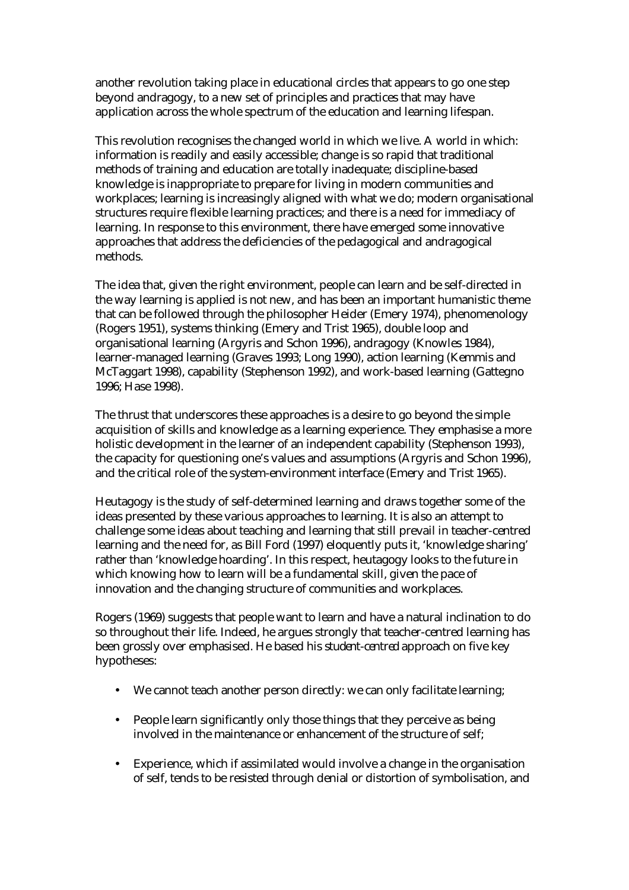another revolution taking place in educational circles that appears to go one step beyond andragogy, to a new set of principles and practices that may have application across the whole spectrum of the education and learning lifespan.

This revolution recognises the changed world in which we live. A world in which: information is readily and easily accessible; change is so rapid that traditional methods of training and education are totally inadequate; discipline-based knowledge is inappropriate to prepare for living in modern communities and workplaces; learning is increasingly aligned with what we do; modern organisational structures require flexible learning practices; and there is a need for immediacy of learning. In response to this environment, there have emerged some innovative approaches that address the deficiencies of the pedagogical and andragogical methods.

The idea that, given the right environment, people can learn and be self-directed in the way learning is applied is not new, and has been an important humanistic theme that can be followed through the philosopher Heider (Emery 1974), phenomenology (Rogers 1951), systems thinking (Emery and Trist 1965), double loop and organisational learning (Argyris and Schon 1996), andragogy (Knowles 1984), learner-managed learning (Graves 1993; Long 1990), action learning (Kemmis and McTaggart 1998), capability (Stephenson 1992), and work-based learning (Gattegno 1996; Hase 1998).

The thrust that underscores these approaches is a desire to go beyond the simple acquisition of skills and knowledge as a learning experience. They emphasise a more holistic development in the learner of an independent capability (Stephenson 1993), the capacity for questioning one's values and assumptions (Argyris and Schon 1996), and the critical role of the system-environment interface (Emery and Trist 1965).

Heutagogy is the study of self-determined learning and draws together some of the ideas presented by these various approaches to learning. It is also an attempt to challenge some ideas about teaching and learning that still prevail in teacher-centred learning and the need for, as Bill Ford (1997) eloquently puts it, 'knowledge sharing' rather than 'knowledge hoarding'. In this respect, heutagogy looks to the future in which knowing how to learn will be a fundamental skill, given the pace of innovation and the changing structure of communities and workplaces.

Rogers (1969) suggests that people want to learn and have a natural inclination to do so throughout their life. Indeed, he argues strongly that teacher-centred learning has been grossly over emphasised. He based his *student-centred* approach on five key hypotheses:

- We cannot teach another person directly: we can only facilitate learning;
- People learn significantly only those things that they perceive as being involved in the maintenance or enhancement of the structure of self;
- Experience, which if assimilated would involve a change in the organisation of self, tends to be resisted through denial or distortion of symbolisation, and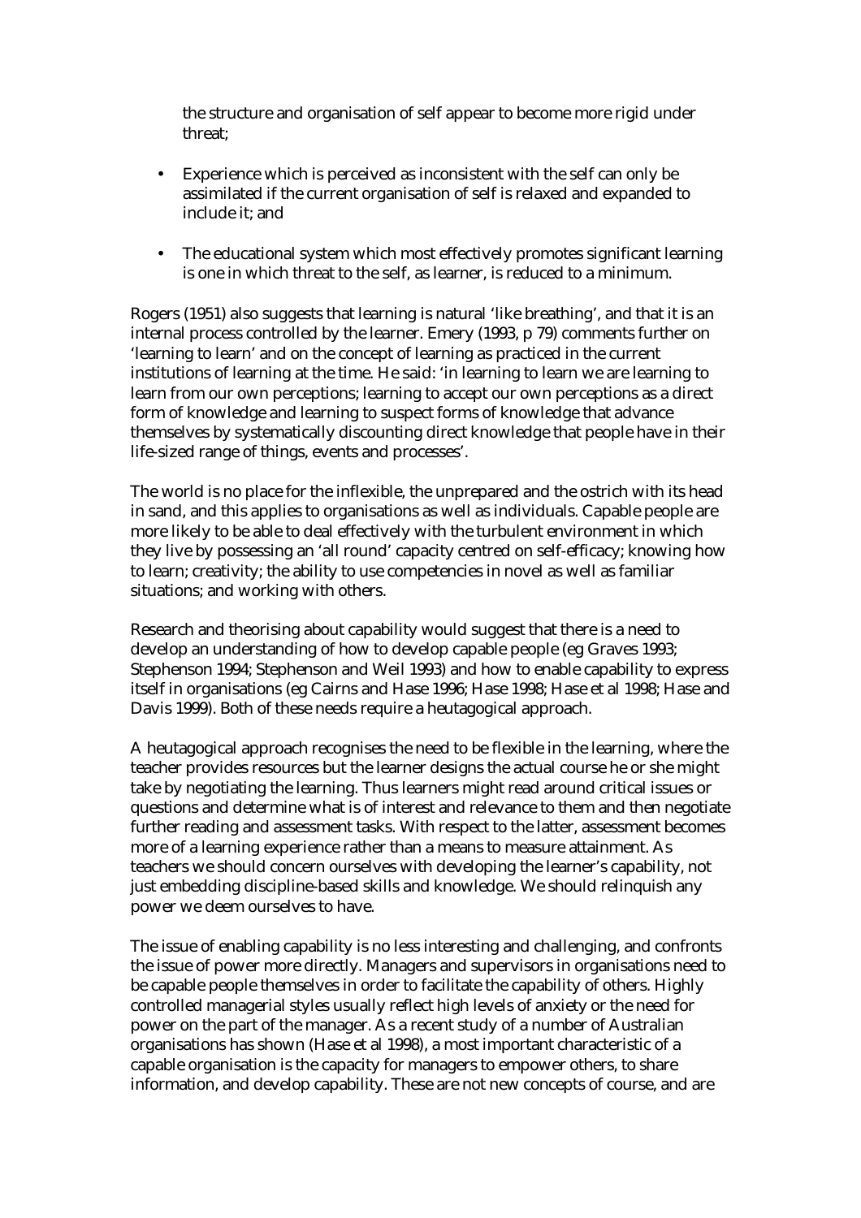the structure and organisation of self appear to become more rigid under threat;

- Experience which is perceived as inconsistent with the self can only be assimilated if the current organisation of self is relaxed and expanded to include it; and
- The educational system which most effectively promotes significant learning is one in which threat to the self, as learner, is reduced to a minimum.

Rogers (1951) also suggests that learning is natural 'like breathing', and that it is an internal process controlled by the learner. Emery (1993, p 79) comments further on 'learning to learn' and on the concept of learning as practiced in the current institutions of learning at the time. He said: 'in learning to learn we are learning to learn from our own perceptions; learning to accept our own perceptions as a direct form of knowledge and learning to suspect forms of knowledge that advance themselves by systematically discounting direct knowledge that people have in their life-sized range of things, events and processes'.

The world is no place for the inflexible, the unprepared and the ostrich with its head in sand, and this applies to organisations as well as individuals. Capable people are more likely to be able to deal effectively with the turbulent environment in which they live by possessing an 'all round' capacity centred on self-efficacy; knowing how to learn; creativity; the ability to use competencies in novel as well as familiar situations; and working with others.

Research and theorising about capability would suggest that there is a need to develop an understanding of how to develop capable people (eg Graves 1993; Stephenson 1994; Stephenson and Weil 1993) and how to enable capability to express itself in organisations (eg Cairns and Hase 1996; Hase 1998; Hase et al 1998; Hase and Davis 1999). Both of these needs require a heutagogical approach.

A heutagogical approach recognises the need to be flexible in the learning, where the teacher provides resources but the learner designs the actual course he or she might take by negotiating the learning. Thus learners might read around critical issues or questions and determine what is of interest and relevance to them and then negotiate further reading and assessment tasks. With respect to the latter, assessment becomes more of a learning experience rather than a means to measure attainment. As teachers we should concern ourselves with developing the learner's capability, not just embedding discipline-based skills and knowledge. We should relinquish any power we deem ourselves to have.

The issue of enabling capability is no less interesting and challenging, and confronts the issue of power more directly. Managers and supervisors in organisations need to be capable people themselves in order to facilitate the capability of others. Highly controlled managerial styles usually reflect high levels of anxiety or the need for power on the part of the manager. As a recent study of a number of Australian organisations has shown (Hase et al 1998), a most important characteristic of a capable organisation is the capacity for managers to empower others, to share information, and develop capability. These are not new concepts of course, and are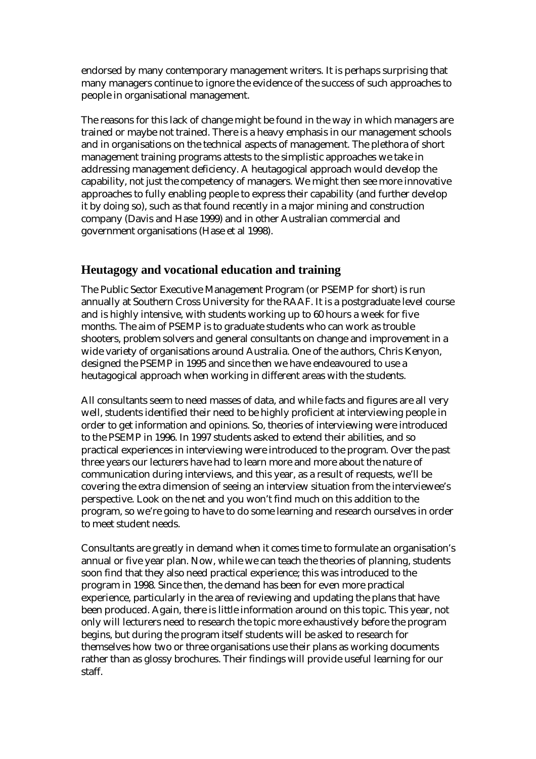endorsed by many contemporary management writers. It is perhaps surprising that many managers continue to ignore the evidence of the success of such approaches to people in organisational management.

The reasons for this lack of change might be found in the way in which managers are trained or maybe not trained. There is a heavy emphasis in our management schools and in organisations on the technical aspects of management. The plethora of short management training programs attests to the simplistic approaches we take in addressing management deficiency. A heutagogical approach would develop the capability, not just the competency of managers. We might then see more innovative approaches to fully enabling people to express their capability (and further develop it by doing so), such as that found recently in a major mining and construction company (Davis and Hase 1999) and in other Australian commercial and government organisations (Hase et al 1998).

## Heutagogy and vocational education and training

The Public Sector Executive Management Program (or PSEMP for short) is run annually at Southern Cross University for the RAAF. It is a postgraduate level course and is highly intensive, with students working up to 60 hours a week for five months. The aim of PSEMP is to graduate students who can work as trouble shooters, problem solvers and general consultants on change and improvement in a wide variety of organisations around Australia. One of the authors, Chris Kenyon, designed the PSEMP in 1995 and since then we have endeavoured to use a heutagogical approach when working in different areas with the students.

All consultants seem to need masses of data, and while facts and figures are all very well, students identified their need to be highly proficient at interviewing people in order to get information and opinions. So, theories of interviewing were introduced to the PSEMP in 1996. In 1997 students asked to extend their abilities, and so practical experiences in interviewing were introduced to the program. Over the past three years our lecturers have had to learn more and more about the nature of communication during interviews, and this year, as a result of requests, we'll be covering the extra dimension of seeing an interview situation from the interviewee's perspective. Look on the net and you won't find much on this addition to the program, so we're going to have to do some learning and research ourselves in order to meet student needs.

Consultants are greatly in demand when it comes time to formulate an organisation's annual or five year plan. Now, while we can teach the theories of planning, students soon find that they also need practical experience; this was introduced to the program in 1998. Since then, the demand has been for even more practical experience, particularly in the area of reviewing and updating the plans that have been produced. Again, there is little information around on this topic. This year, not only will lecturers need to research the topic more exhaustively before the program begins, but during the program itself students will be asked to research for themselves how two or three organisations use their plans as working documents rather than as glossy brochures. Their findings will provide useful learning for our staff.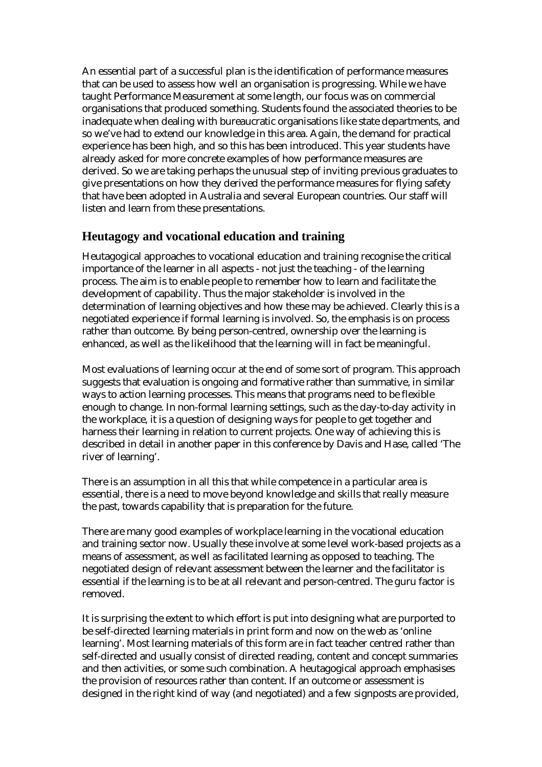An essential part of a successful plan is the identification of performance measures that can be used to assess how well an organisation is progressing. While we have taught Performance Measurement at some length, our focus was on commercial organisations that produced something. Students found the associated theories to be inadequate when dealing with bureaucratic organisations like state departments, and so we've had to extend our knowledge in this area. Again, the demand for practical experience has been high, and so this has been introduced. This year students have already asked for more concrete examples of how performance measures are derived. So we are taking perhaps the unusual step of inviting previous graduates to give presentations on how they derived the performance measures for flying safety that have been adopted in Australia and several European countries. Our staff will listen and learn from these presentations.

## Heutagogy and vocational education and training

Heutagogical approaches to vocational education and training recognise the critical importance of the learner in all aspects - not just the teaching - of the learning process. The aim is to enable people to remember how to learn and facilitate the development of capability. Thus the major stakeholder is involved in the determination of learning objectives and how these may be achieved. Clearly this is a negotiated experience if formal learning is involved. So, the emphasis is on process rather than outcome. By being person-centred, ownership over the learning is enhanced, as well as the likelihood that the learning will in fact be meaningful.

Most evaluations of learning occur at the end of some sort of program. This approach suggests that evaluation is ongoing and formative rather than summative, in similar ways to action learning processes. This means that programs need to be flexible enough to change. In non-formal learning settings, such as the day-to-day activity in the workplace, it is a question of designing ways for people to get together and harness their learning in relation to current projects. One way of achieving this is described in detail in another paper in this conference by Davis and Hase, called 'The river of learning'.

There is an assumption in all this that while competence in a particular area is essential, there is a need to move beyond knowledge and skills that really measure the past, towards capability that is preparation for the future.

There are many good examples of workplace learning in the vocational education and training sector now. Usually these involve at some level work-based projects as a means of assessment, as well as facilitated learning as opposed to teaching. The negotiated design of relevant assessment between the learner and the facilitator is essential if the learning is to be at all relevant and person-centred. The guru factor is removed.

It is surprising the extent to which effort is put into designing what are purported to be self-directed learning materials in print form and now on the web as 'online learning'. Most learning materials of this form are in fact teacher centred rather than self-directed and usually consist of directed reading, content and concept summaries and then activities, or some such combination. A heutagogical approach emphasises the provision of resources rather than content. If an outcome or assessment is designed in the right kind of way (and negotiated) and a few signposts are provided,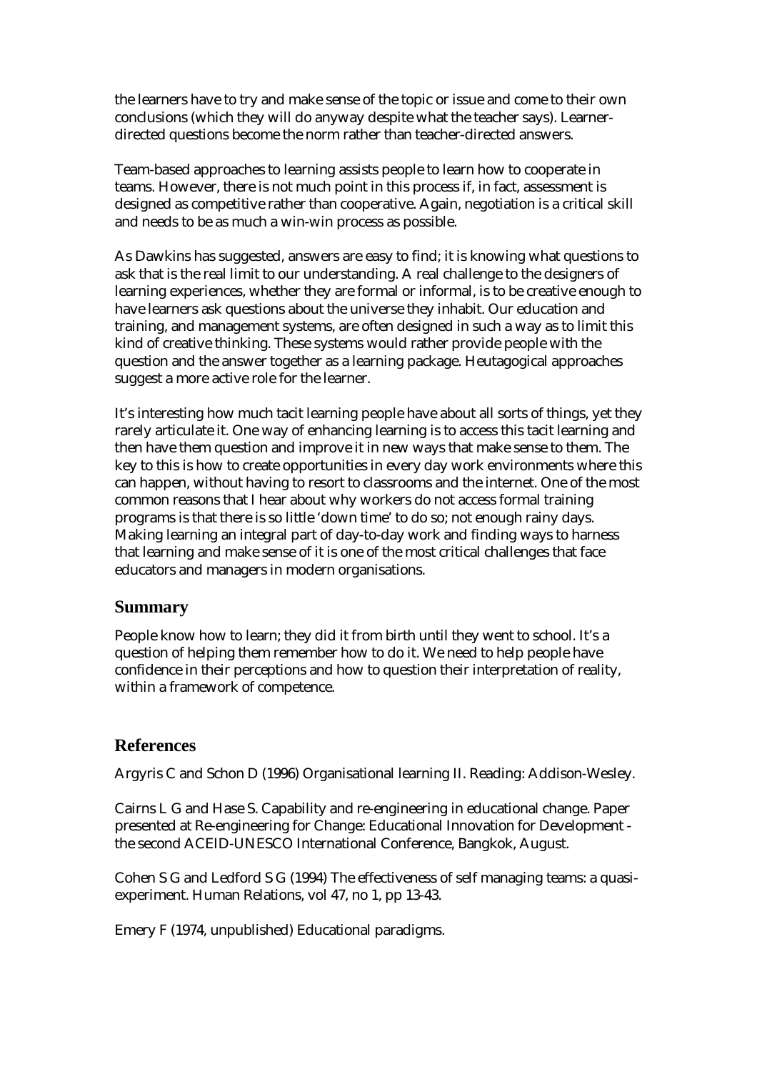the learners have to try and make sense of the topic or issue and come to their own conclusions (which they will do anyway despite what the teacher says). Learner-directed questions become the norm rather than teacher-directed answers.

Team-based approaches to learning assists people to learn how to cooperate in teams. However, there is not much point in this process if, in fact, assessment is designed as competitive rather than cooperative. Again, negotiation is a critical skill and needs to be as much a win-win process as possible.

As Dawkins has suggested, answers are easy to find; it is knowing what questions to ask that is the real limit to our understanding. A real challenge to the designers of learning experiences, whether they are formal or informal, is to be creative enough to have learners ask questions about the universe they inhabit. Our education and training, and management systems, are often designed in such a way as to limit this kind of creative thinking. These systems would rather provide people with the question and the answer together as a learning package. Heutagogical approaches suggest a more active role for the learner.

It's interesting how much tacit learning people have about all sorts of things, yet they rarely articulate it. One way of enhancing learning is to access this tacit learning and then have them question and improve it in new ways that make sense to them. The key to this is how to create opportunities in every day work environments where this can happen, without having to resort to classrooms and the internet. One of the most common reasons that I hear about why workers do not access formal training programs is that there is so little 'down time' to do so; not enough rainy days. Making learning an integral part of day-to-day work and finding ways to harness that learning and make sense of it is one of the most critical challenges that face educators and managers in modern organisations.

## Summary

People know how to learn; they did it from birth until they went to school. It's a question of helping them remember how to do it. We need to help people have confidence in their perceptions and how to question their interpretation of reality, within a framework of competence.

## References

Argyris C and Schon D (1996) Organisational learning II. Reading: Addison-Wesley.

Cairns L G and Hase S. Capability and re-engineering in educational change. Paper presented at Re-engineering for Change: Educational Innovation for Development - the second ACEID-UNESCO International Conference, Bangkok, August.

Cohen S G and Ledford S G (1994) The effectiveness of self managing teams: a quasi-experiment. Human Relations, vol 47, no 1, pp 13-43.

Emery F (1974, unpublished) Educational paradigms.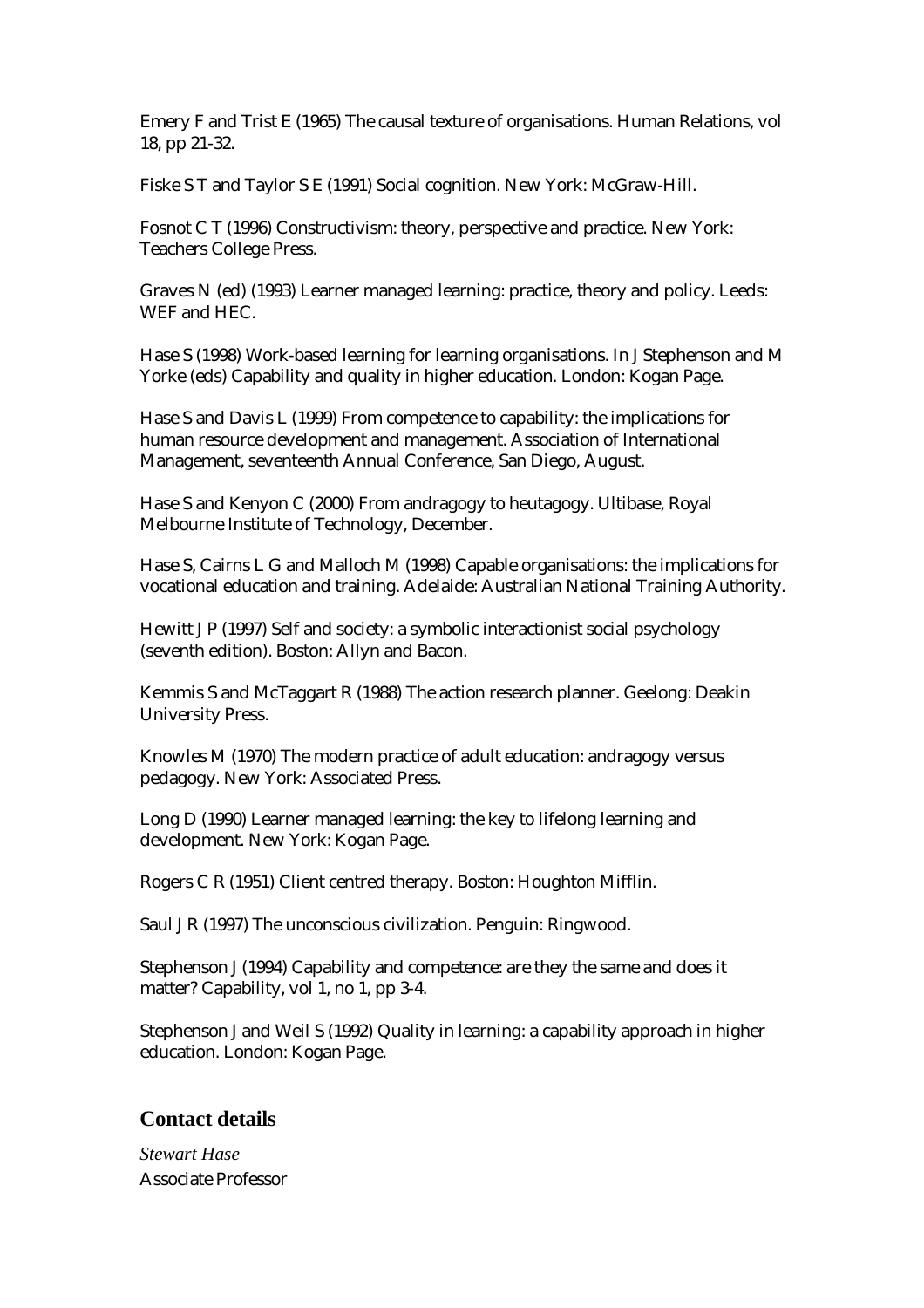Emery F and Trist E (1965) The causal texture of organisations. Human Relations, vol 18, pp 21-32.

Fiske S T and Taylor S E (1991) Social cognition. New York: McGraw-Hill.

Fosnot C T (1996) Constructivism: theory, perspective and practice. New York: Teachers College Press.

Graves N (ed) (1993) Learner managed learning: practice, theory and policy. Leeds: WEF and HEC.

Hase S (1998) Work-based learning for learning organisations. In J Stephenson and M Yorke (eds) Capability and quality in higher education. London: Kogan Page.

Hase S and Davis L (1999) From competence to capability: the implications for human resource development and management. Association of International Management, seventeenth Annual Conference, San Diego, August.

Hase S and Kenyon C (2000) From andragogy to heutagogy. Ultibase, Royal Melbourne Institute of Technology, December.

Hase S, Cairns L G and Malloch M (1998) Capable organisations: the implications for vocational education and training. Adelaide: Australian National Training Authority.

Hewitt J P (1997) Self and society: a symbolic interactionist social psychology (seventh edition). Boston: Allyn and Bacon.

Kemmis S and McTaggart R (1988) The action research planner. Geelong: Deakin University Press.

Knowles M (1970) The modern practice of adult education: andragogy versus pedagogy. New York: Associated Press.

Long D (1990) Learner managed learning: the key to lifelong learning and development. New York: Kogan Page.

Rogers C R (1951) Client centred therapy. Boston: Houghton Mifflin.

Saul J R (1997) The unconscious civilization. Penguin: Ringwood.

Stephenson J (1994) Capability and competence: are they the same and does it matter? Capability, vol 1, no 1, pp 3-4.

Stephenson J and Weil S (1992) Quality in learning: a capability approach in higher education. London: Kogan Page.

## Contact details

*Stewart Hase*
Associate Professor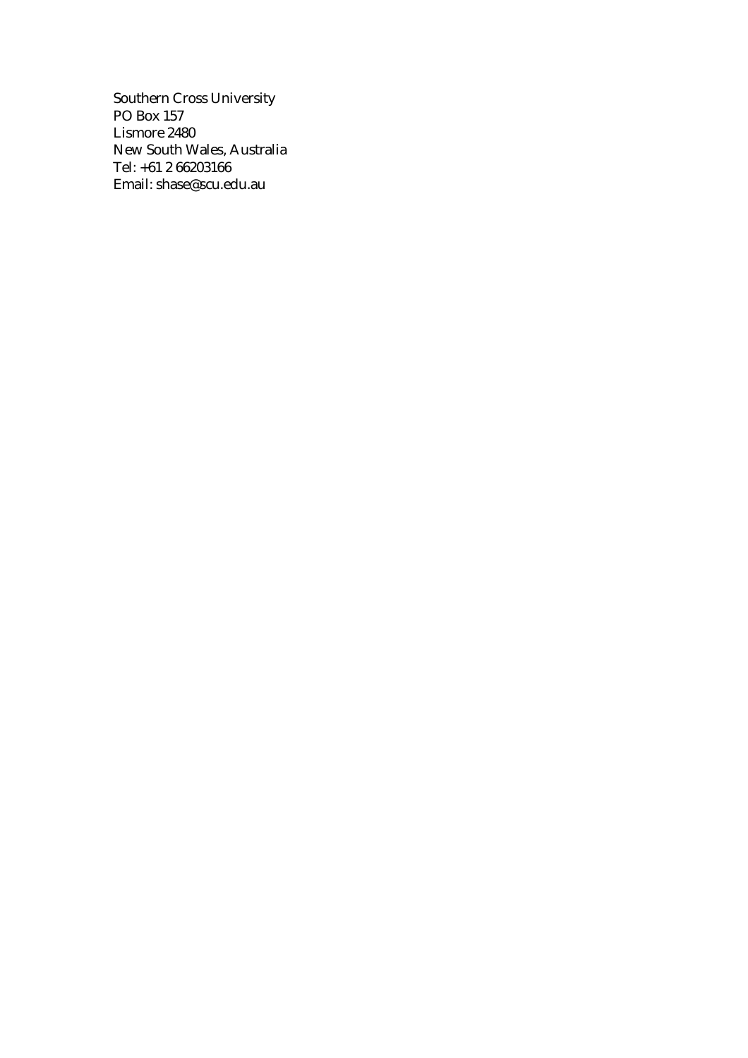Southern Cross University
PO Box 157
Lismore 2480
New South Wales, Australia
Tel: +61 2 66203166
Email: shase@scu.edu.au